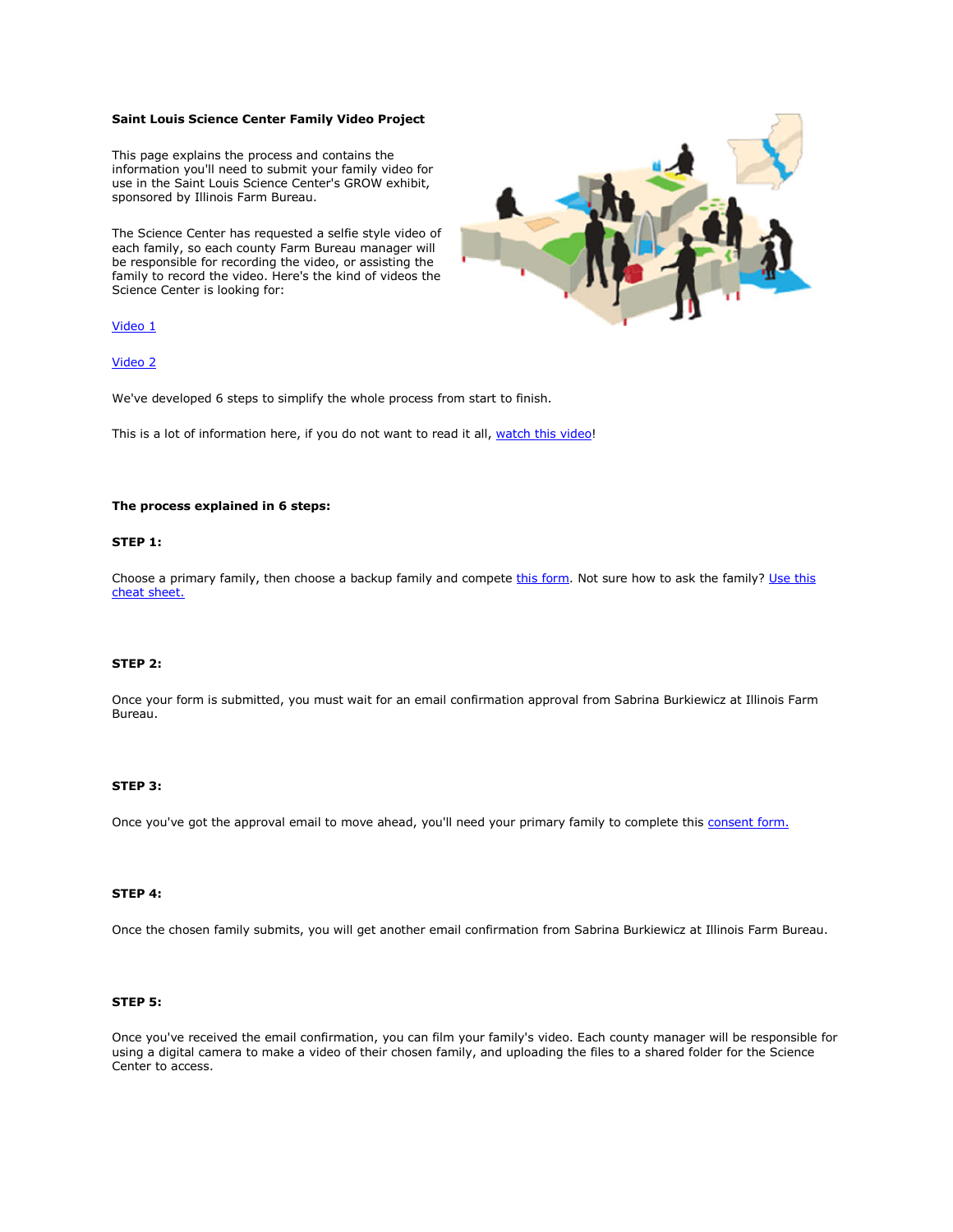**Saint Louis Science Center Family Video Project**

This page explains the process and contains the information you'll need to submit your family video for use in the Saint Louis Science Center's GROW exhibit, sponsored by Illinois Farm Bureau.

The Science Center has requested a selfie style video of each family, so each county Farm Bureau manager will be responsible for recording the video, or assisting the family to record the video. Here's the kind of videos the Science Center is looking for:

Video 1

Video 2

We've developed 6 steps to simplify the whole process from start to finish.

This is a lot of information here, if you do not want to read it all, watch this video!

**The process explained in 6 steps:**

**STEP 1:**

Choose a primary family, then choose a backup family and compete this form. Not sure how to ask the family? Use this cheat sheet.

**STEP 2:**

Once your form is submitted, you must wait for an email confirmation approval from Sabrina Burkiewicz at Illinois Farm Bureau.

**STEP 3:**

Once you've got the approval email to move ahead, you'll need your primary family to complete this consent form.

**STEP 4:**

Once the chosen family submits, you will get another email confirmation from Sabrina Burkiewicz at Illinois Farm Bureau.

**STEP 5:**

Once you've received the email confirmation, you can film your family's video. Each county manager will be responsible for using a digital camera to make a video of their chosen family, and uploading the files to a shared folder for the Science Center to access.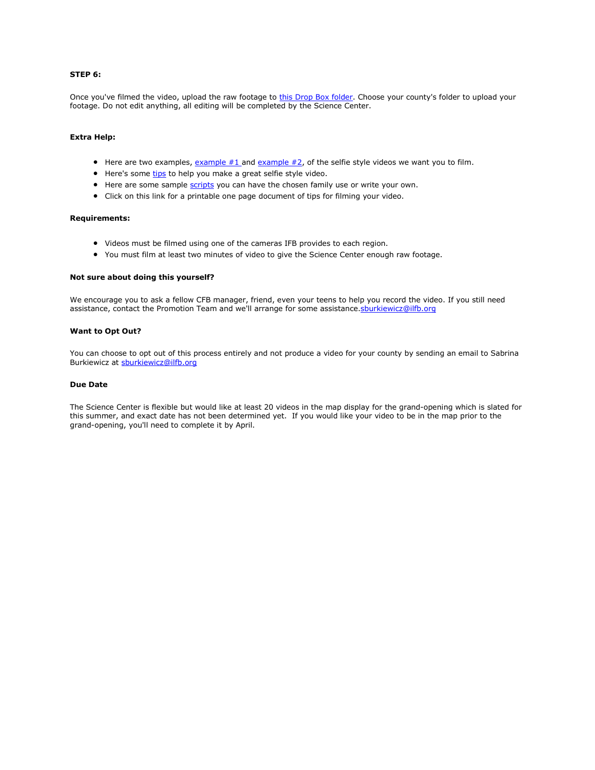**STEP 6:**

Once you've filmed the video, upload the raw footage to this Drop Box folder. Choose your county's folder to upload your footage. Do not edit anything, all editing will be completed by the Science Center.

**Extra Help:**

- Here are two examples, example #1 and example #2, of the selfie style videos we want you to film.
- Here's some tips to help you make a great selfie style video.
- Here are some sample scripts you can have the chosen family use or write your own.
- Click on this link for a printable one page document of tips for filming your video.

**Requirements:**

- Videos must be filmed using one of the cameras IFB provides to each region.
- You must film at least two minutes of video to give the Science Center enough raw footage.

**Not sure about doing this yourself?**

We encourage you to ask a fellow CFB manager, friend, even your teens to help you record the video. If you still need assistance, contact the Promotion Team and we'll arrange for some assistance.sburkiewicz@ilfb.org

**Want to Opt Out?**

You can choose to opt out of this process entirely and not produce a video for your county by sending an email to Sabrina Burkiewicz at sburkiewicz@ilfb.org

**Due Date**

The Science Center is flexible but would like at least 20 videos in the map display for the grand-opening which is slated for this summer, and exact date has not been determined yet. If you would like your video to be in the map prior to the grand-opening, you'll need to complete it by April.